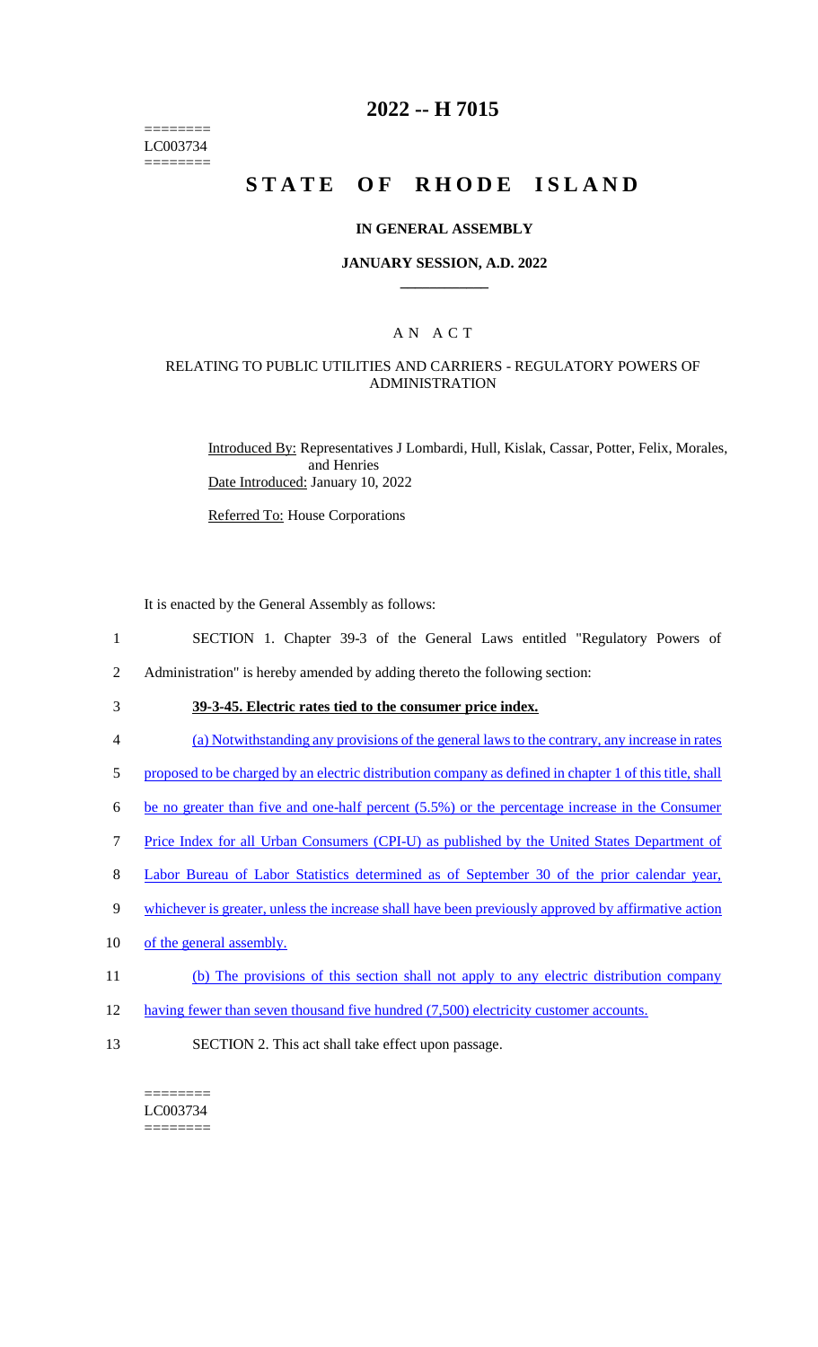========
LC003734
========

# 2022 -- H 7015

# STATE OF RHODE ISLAND

## IN GENERAL ASSEMBLY

### JANUARY SESSION, A.D. 2022

### A N A C T

### RELATING TO PUBLIC UTILITIES AND CARRIERS - REGULATORY POWERS OF ADMINISTRATION

Introduced By: Representatives J Lombardi, Hull, Kislak, Cassar, Potter, Felix, Morales, and Henries

Date Introduced: January 10, 2022

Referred To: House Corporations

It is enacted by the General Assembly as follows:

1 SECTION 1. Chapter 39-3 of the General Laws entitled "Regulatory Powers of
2 Administration" is hereby amended by adding thereto the following section:

3 **39-3-45. Electric rates tied to the consumer price index.**

4 (a) Notwithstanding any provisions of the general laws to the contrary, any increase in rates
5 proposed to be charged by an electric distribution company as defined in chapter 1 of this title, shall
6 be no greater than five and one-half percent (5.5%) or the percentage increase in the Consumer
7 Price Index for all Urban Consumers (CPI-U) as published by the United States Department of
8 Labor Bureau of Labor Statistics determined as of September 30 of the prior calendar year,
9 whichever is greater, unless the increase shall have been previously approved by affirmative action
10 of the general assembly.

11 (b) The provisions of this section shall not apply to any electric distribution company
12 having fewer than seven thousand five hundred (7,500) electricity customer accounts.

13 SECTION 2. This act shall take effect upon passage.

========
LC003734
========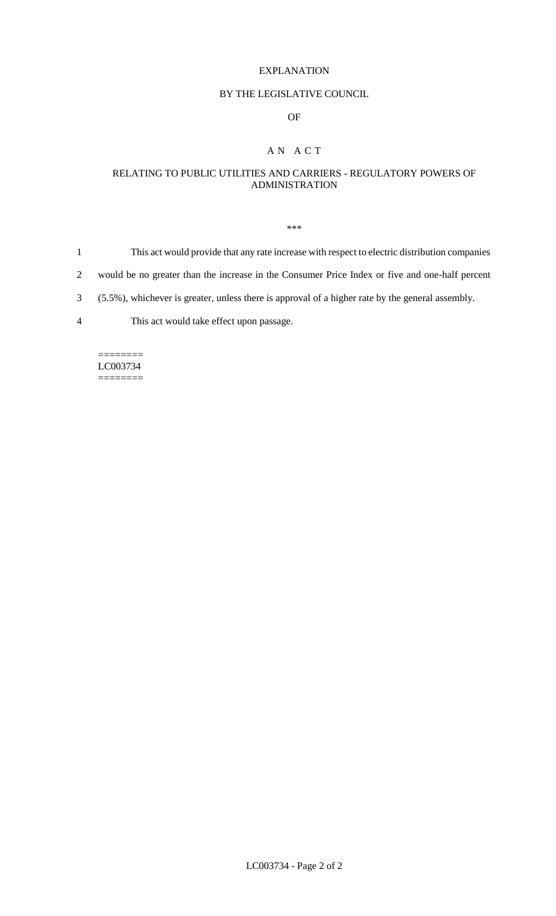EXPLANATION

BY THE LEGISLATIVE COUNCIL

OF

A N A C T

RELATING TO PUBLIC UTILITIES AND CARRIERS - REGULATORY POWERS OF ADMINISTRATION

\*\*\*

This act would provide that any rate increase with respect to electric distribution companies would be no greater than the increase in the Consumer Price Index or five and one-half percent (5.5%), whichever is greater, unless there is approval of a higher rate by the general assembly.

This act would take effect upon passage.

========
LC003734
========